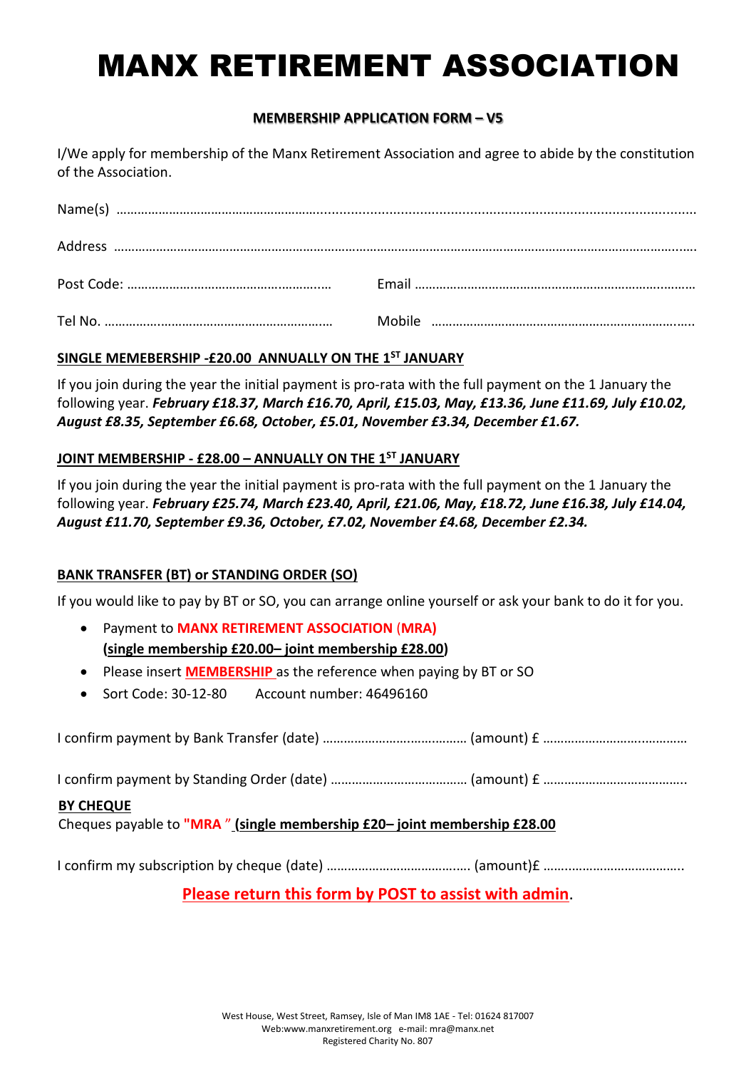# MANX RETIREMENT ASSOCIATION

**MEMBERSHIP APPLICATION FORM – V5**

I/We apply for membership of the Manx Retirement Association and agree to abide by the constitution of the Association.

Name(s) ……………………………………………………………………………………………………………………

Address ……………………………………………………………………………………………………………………

Post Code: …………………………………………………… Email ……………………………………………………………

Tel No. …………………………………………………………… Mobile ……………………………………………………………

**SINGLE MEMEBERSHIP -£20.00 ANNUALLY ON THE 1ST JANUARY**

If you join during the year the initial payment is pro-rata with the full payment on the 1 January the following year. ***February £18.37, March £16.70, April, £15.03, May, £13.36, June £11.69, July £10.02, August £8.35, September £6.68, October, £5.01, November £3.34, December £1.67.***

**JOINT MEMBERSHIP - £28.00 – ANNUALLY ON THE 1ST JANUARY**

If you join during the year the initial payment is pro-rata with the full payment on the 1 January the following year. ***February £25.74, March £23.40, April, £21.06, May, £18.72, June £16.38, July £14.04, August £11.70, September £9.36, October, £7.02, November £4.68, December £2.34.***

**BANK TRANSFER (BT) or STANDING ORDER (SO)**

If you would like to pay by BT or SO, you can arrange online yourself or ask your bank to do it for you.

- Payment to **MANX RETIREMENT ASSOCIATION (MRA)**
  **(single membership £20.00– joint membership £28.00)**
- Please insert **MEMBERSHIP** as the reference when paying by BT or SO
- Sort Code: 30-12-80 Account number: 46496160

I confirm payment by Bank Transfer (date) ………………………………… (amount) £ …………………………………

I confirm payment by Standing Order (date) ……………………………… (amount) £ …………………………………

**BY CHEQUE**

Cheques payable to **"MRA "** **(single membership £20– joint membership £28.00**

I confirm my subscription by cheque (date) ………………………………. (amount)£ ………………………………..

**Please return this form by POST to assist with admin**.

West House, West Street, Ramsey, Isle of Man IM8 1AE - Tel: 01624 817007
Web:www.manxretirement.org e-mail: mra@manx.net
Registered Charity No. 807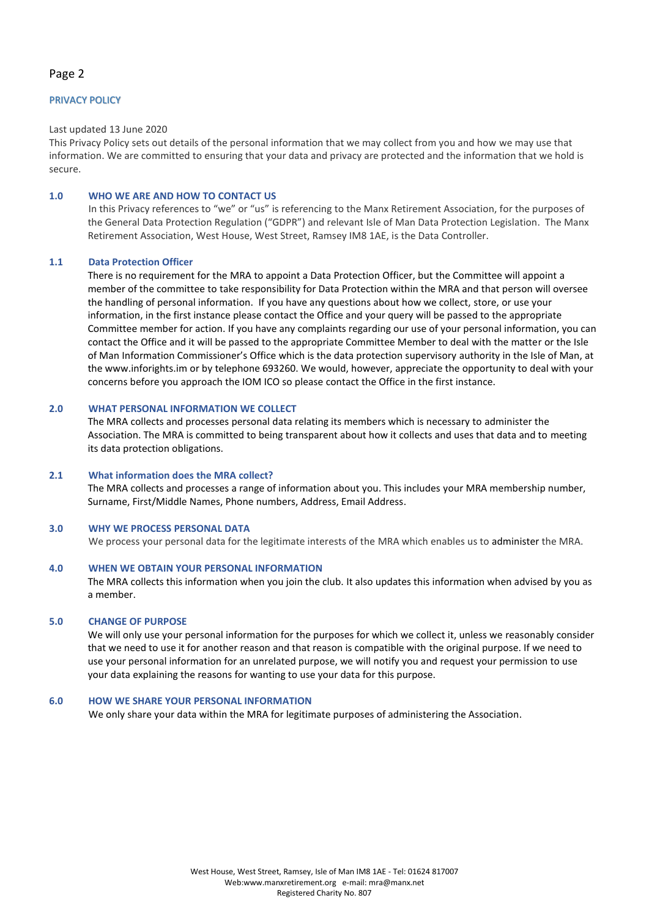## PRIVACY POLICY

Last updated 13 June 2020

This Privacy Policy sets out details of the personal information that we may collect from you and how we may use that information. We are committed to ensuring that your data and privacy are protected and the information that we hold is secure.

### 1.0 WHO WE ARE AND HOW TO CONTACT US

In this Privacy references to "we" or "us" is referencing to the Manx Retirement Association, for the purposes of the General Data Protection Regulation ("GDPR") and relevant Isle of Man Data Protection Legislation. The Manx Retirement Association, West House, West Street, Ramsey IM8 1AE, is the Data Controller.

### 1.1 Data Protection Officer

There is no requirement for the MRA to appoint a Data Protection Officer, but the Committee will appoint a member of the committee to take responsibility for Data Protection within the MRA and that person will oversee the handling of personal information. If you have any questions about how we collect, store, or use your information, in the first instance please contact the Office and your query will be passed to the appropriate Committee member for action. If you have any complaints regarding our use of your personal information, you can contact the Office and it will be passed to the appropriate Committee Member to deal with the matter or the Isle of Man Information Commissioner's Office which is the data protection supervisory authority in the Isle of Man, at the www.inforights.im or by telephone 693260. We would, however, appreciate the opportunity to deal with your concerns before you approach the IOM ICO so please contact the Office in the first instance.

### 2.0 WHAT PERSONAL INFORMATION WE COLLECT

The MRA collects and processes personal data relating its members which is necessary to administer the Association. The MRA is committed to being transparent about how it collects and uses that data and to meeting its data protection obligations.

### 2.1 What information does the MRA collect?

The MRA collects and processes a range of information about you. This includes your MRA membership number, Surname, First/Middle Names, Phone numbers, Address, Email Address.

### 3.0 WHY WE PROCESS PERSONAL DATA

We process your personal data for the legitimate interests of the MRA which enables us to administer the MRA.

### 4.0 WHEN WE OBTAIN YOUR PERSONAL INFORMATION

The MRA collects this information when you join the club. It also updates this information when advised by you as a member.

### 5.0 CHANGE OF PURPOSE

We will only use your personal information for the purposes for which we collect it, unless we reasonably consider that we need to use it for another reason and that reason is compatible with the original purpose. If we need to use your personal information for an unrelated purpose, we will notify you and request your permission to use your data explaining the reasons for wanting to use your data for this purpose.

### 6.0 HOW WE SHARE YOUR PERSONAL INFORMATION

We only share your data within the MRA for legitimate purposes of administering the Association.